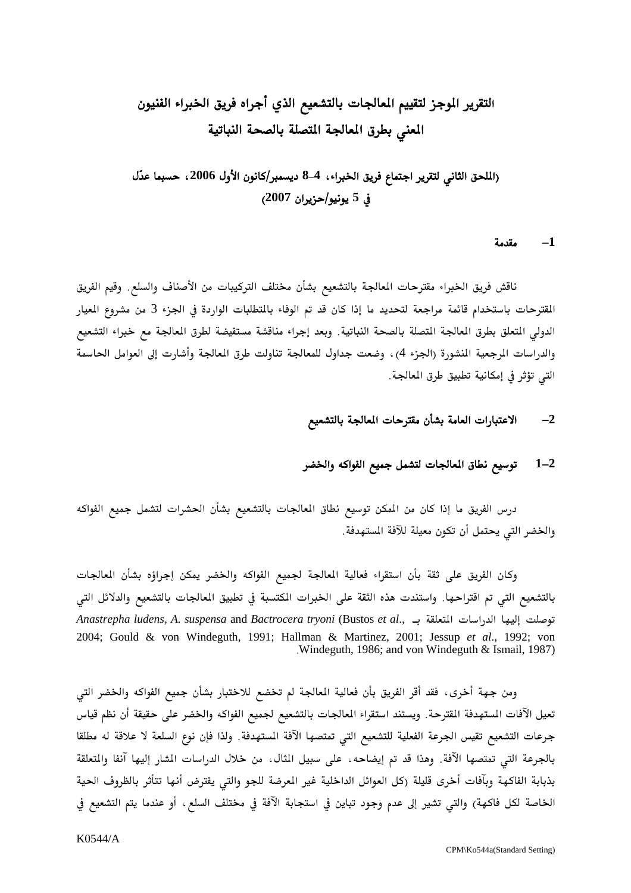# التقرير الموجز لتقييم المعالجات بالتشعيع الذي أجراه فريق الخبراء الفنيون المعني بطرق المعالجة المتصلة بالصحة النباتية

**(الملحق الثاني لتقرير اجتماع فريق الخبراء، 4–8 ديسمبر/كانون الأول 2006، حسبما عدّل في 5 يونيو/حزيران 2007)**

## 1– مقدمة

ناقش فريق الخبراء مقترحات المعالجة بالتشعيع بشأن مختلف التركيبات من الأصناف والسلع. وقيم الفريق المقترحات باستخدام قائمة مراجعة لتحديد ما إذا كان قد تم الوفاء بالمتطلبات الواردة في الجزء 3 من مشروع المعيار الدولي المتعلق بطرق المعالجة المتصلة بالصحة النباتية. وبعد إجراء مناقشة مستفيضة لطرق المعالجة مع خبراء التشعيع والدراسات المرجعية المنشورة (الجزء 4)، وضعت جداول للمعالجة تناولت طرق المعالجة وأشارت إلى العوامل الحاسمة التي تؤثر في إمكانية تطبيق طرق المعالجة.

## 2– الاعتبارات العامة بشأن مقترحات المعالجة بالتشعيع

### 2–1 توسيع نطاق المعالجات لتشمل جميع الفواكه والخضر

درس الفريق ما إذا كان من الممكن توسيع نطاق المعالجات بالتشعيع بشأن الحشرات لتشمل جميع الفواكه والخضر التي يحتمل أن تكون معيلة للآفة المستهدفة.

وكان الفريق على ثقة بأن استقراء فعالية المعالجة لجميع الفواكه والخضر يمكن إجراؤه بشأن المعالجات بالتشعيع التي تم اقتراحها. واستندت هذه الثقة على الخبرات المكتسبة في تطبيق المعالجات بالتشعيع والدلائل التي توصلت إليها الدراسات المتعلقة بـ *Anastrepha ludens, A. suspensa* and *Bactrocera tryoni* (Bustos *et al*., 2004; Gould & von Windeguth, 1991; Hallman & Martinez, 2001; Jessup *et al*., 1992; von Windeguth, 1986; and von Windeguth & Ismail, 1987).

ومن جهة أخرى، فقد أقر الفريق بأن فعالية المعالجة لم تخضع للاختبار بشأن جميع الفواكه والخضر التي تعيل الآفات المستهدفة المقترحة. ويستند استقراء المعالجات بالتشعيع لجميع الفواكه والخضر على حقيقة أن نظم قياس جرعات التشعيع تقيس الجرعة الفعلية للتشعيع التي تمتصها الآفة المستهدفة. ولذا فإن نوع السلعة لا علاقة له مطلقا بالجرعة التي تمتصها الآفة. وهذا قد تم إيضاحه، على سبيل المثال، من خلال الدراسات المشار إليها آنفا والمتعلقة بذبابة الفاكهة وبآفات أخرى قليلة (كل العوائل الداخلية غير المعرضة للجو والتي يفترض أنها تتأثر بالظروف الحية الخاصة لكل فاكهة) والتي تشير إلى عدم وجود تباين في استجابة الآفة في مختلف السلع. أو عندما يتم التشعيع في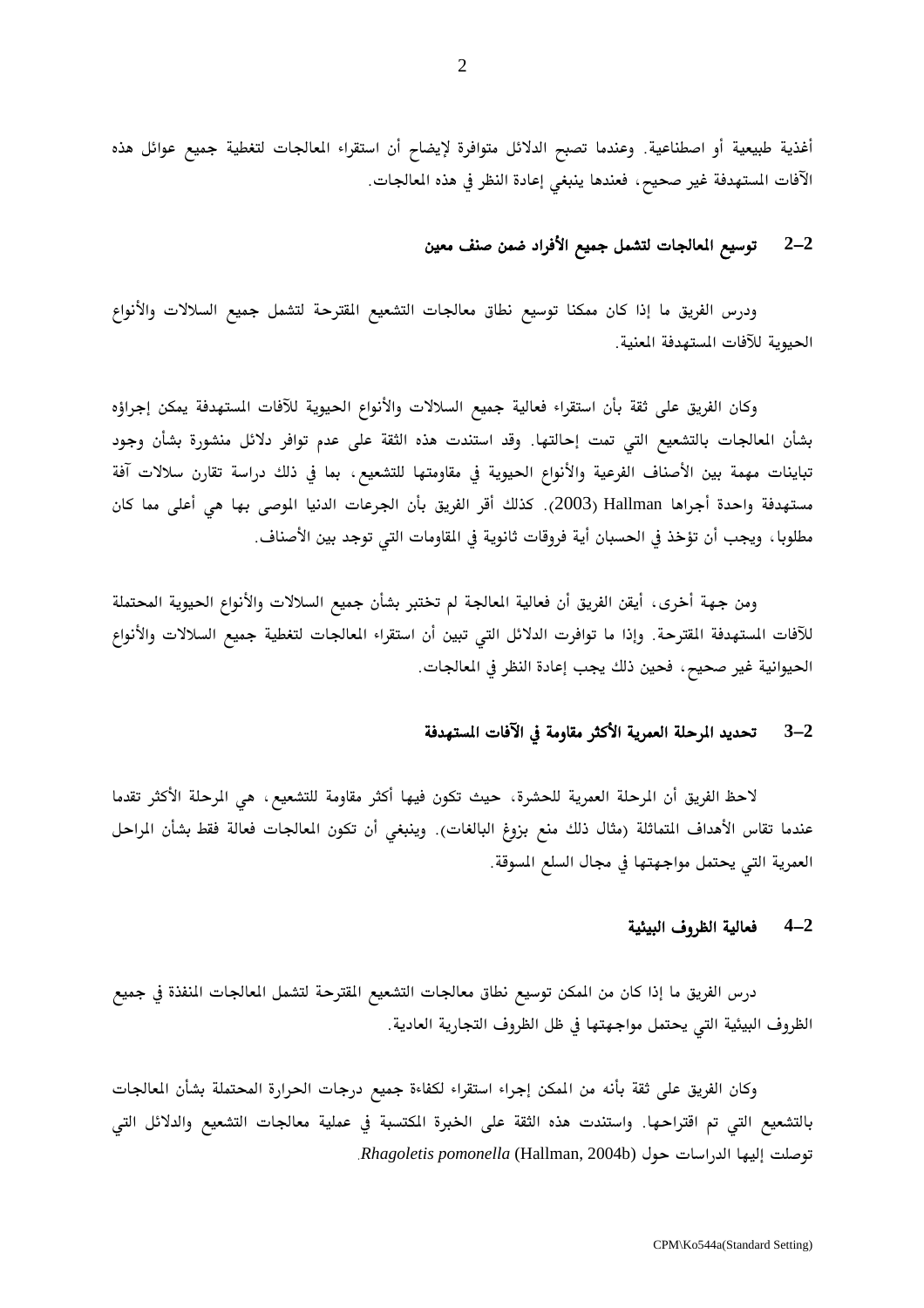أغذية طبيعية أو اصطناعية. وعندما تصبح الدلائل متوافرة لإيضاح أن استقراء المعالجات لتغطية جميع عوائل هذه الآفات المستهدفة غير صحيح، فعندها ينبغي إعادة النظر في هذه المعالجات.

## 2–2 توسيع المعالجات لتشمل جميع الأفراد ضمن صنف معين

ودرس الفريق ما إذا كان ممكنا توسيع نطاق معالجات التشعيع المقترحة لتشمل جميع السلالات والأنواع الحيوية للآفات المستهدفة المعنية.

وكان الفريق على ثقة بأن استقراء فعالية جميع السلالات والأنواع الحيوية للآفات المستهدفة يمكن إجراؤه بشأن المعالجات بالتشعيع التي تمت إحالتها. وقد استندت هذه الثقة على عدم توافر دلائل منشورة بشأن وجود تباينات مهمة بين الأصناف الفرعية والأنواع الحيوية في مقاومتها للتشعيع، بما في ذلك دراسة تقارن سلالات آفة مستهدفة واحدة أجراها Hallman (2003). كذلك أقر الفريق بأن الجرعات الدنيا الموصى بها هي أعلى مما كان مطلوبا، ويجب أن تؤخذ في الحسبان أية فروقات ثانوية في المقاومات التي توجد بين الأصناف.

ومن جهة أخرى، أيقن الفريق أن فعالية المعالجة لم تختبر بشأن جميع السلالات والأنواع الحيوية المحتملة للآفات المستهدفة المقترحة. وإذا ما توافرت الدلائل التي تبين أن استقراء المعالجات لتغطية جميع السلالات والأنواع الحيوانية غير صحيح، فحين ذلك يجب إعادة النظر في المعالجات.

## 3–2 تحديد المرحلة العمرية الأكثر مقاومة في الآفات المستهدفة

لاحظ الفريق أن المرحلة العمرية للحشرة، حيث تكون فيها أكثر مقاومة للتشعيع، هي المرحلة الأكثر تقدما عندما تقاس الأهداف المتماثلة (مثال ذلك منع بزوغ البالغات). وينبغي أن تكون المعالجات فعالة فقط بشأن المراحل العمرية التي يحتمل مواجهتها في مجال السلع المسوقة.

## 4–2 فعالية الظروف البيئية

درس الفريق ما إذا كان من الممكن توسيع نطاق معالجات التشعيع المقترحة لتشمل المعالجات المنفذة في جميع الظروف البيئية التي يحتمل مواجهتها في ظل الظروف التجارية العادية.

وكان الفريق على ثقة بأنه من الممكن إجراء استقراء لكفاءة جميع درجات الحرارة المحتملة بشأن المعالجات بالتشعيع التي تم اقتراحها. واستندت هذه الثقة على الخبرة المكتسبة في عملية معالجات التشعيع والدلائل التي توصلت إليها الدراسات حول *Rhagoletis pomonella* (Hallman, 2004b).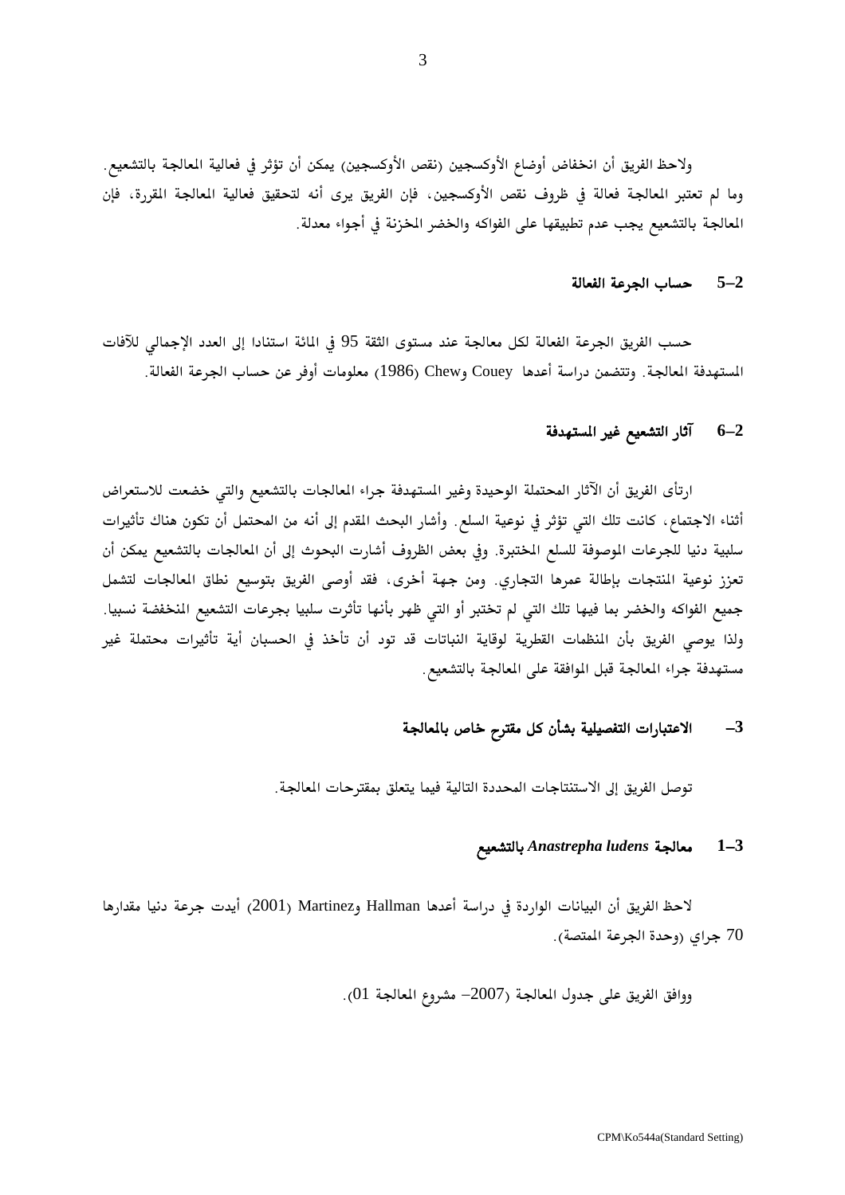ولاحظ الفريق أن انخفاض أوضاع الأوكسجين (نقص الأوكسجين) يمكن أن تؤثر في فعالية المعالجة بالتشعيع. وما لم تعتبر المعالجة فعالة في ظروف نقص الأوكسجين، فإن الفريق يرى أنه لتحقيق فعالية المعالجة المقررة، فإن المعالجة بالتشعيع يجب عدم تطبيقها على الفواكه والخضر المخزنة في أجواء معدلة.

### 2–5 حساب الجرعة الفعالة

حسب الفريق الجرعة الفعالة لكل معالجة عند مستوى الثقة 95 في المائة استنادا إلى العدد الإجمالي للآفات المستهدفة المعالجة. وتتضمن دراسة أعدها Couey وChew (1986) معلومات أوفر عن حساب الجرعة الفعالة.

### 2–6 آثار التشعيع غير المستهدفة

ارتأى الفريق أن الآثار المحتملة الوحيدة وغير المستهدفة جراء المعالجات بالتشعيع والتي خضعت للاستعراض أثناء الاجتماع، كانت تلك التي تؤثر في نوعية السلع. وأشار البحث المقدم إلى أنه من المحتمل أن تكون هناك تأثيرات سلبية دنيا للجرعات الموصوفة للسلع المختبرة. وفي بعض الظروف أشارت البحوث إلى أن المعالجات بالتشعيع يمكن أن تعزز نوعية المنتجات بإطالة عمرها التجاري. ومن جهة أخرى، فقد أوصى الفريق بتوسيع نطاق المعالجات لتشمل جميع الفواكه والخضر بما فيها تلك التي لم تختبر أو التي ظهر بأنها تأثرت سلبيا بجرعات التشعيع المنخفضة نسبيا. ولذا يوصي الفريق بأن المنظمات القطرية لوقاية النباتات قد تود أن تأخذ في الحسبان أية تأثيرات محتملة غير مستهدفة جراء المعالجة قبل الموافقة على المعالجة بالتشعيع.

## 3– الاعتبارات التفصيلية بشأن كل مقترح خاص بالمعالجة

توصل الفريق إلى الاستنتاجات المحددة التالية فيما يتعلق بمقترحات المعالجة.

### 3–1 معالجة *Anastrepha ludens* بالتشعيع

لاحظ الفريق أن البيانات الواردة في دراسة أعدها Hallman وMartinez (2001) أيدت جرعة دنيا مقدارها 70 جراي (وحدة الجرعة الممتصة).

ووافق الفريق على جدول المعالجة (2007– مشروع المعالجة 01).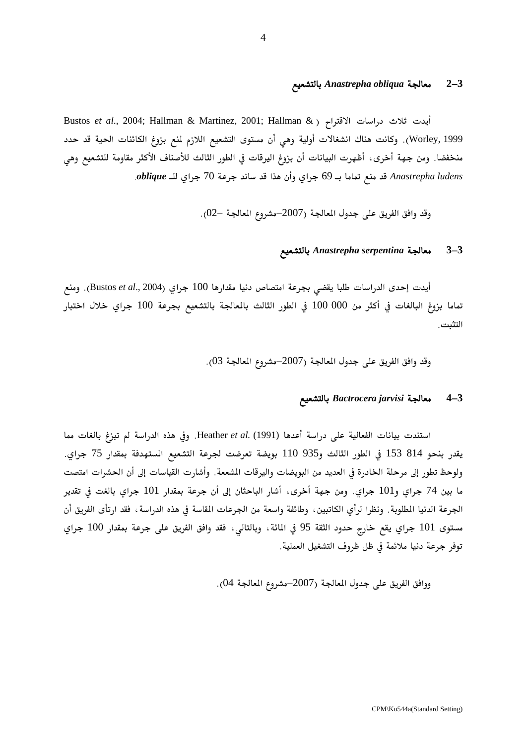### 3–2 معالجة *Anastrepha obliqua* بالتشعيع

أيدت ثلاث دراسات الاقتراح (Bustos *et al*., 2004; Hallman & Martinez, 2001; Hallman & Worley, 1999). وكانت هناك انشغالات أولية وهي أن مستوى التشعيع اللازم لمنع بزوغ الكائنات الحية قد حدد منخفضا. ومن جهة أخرى، أظهرت البيانات أن بزوغ اليرقات في الطور الثالث للأصناف الأكثر مقاومة للتشعيع وهي *Anastrepha ludens* قد منع تماما بـ 69 جراي وأن هذا قد ساند جرعة 70 جراي للـ ***oblique***.

وقد وافق الفريق على جدول المعالجة (2007–مشروع المعالجة –02).

### 3–3 معالجة *Anastrepha serpentina* بالتشعيع

أيدت إحدى الدراسات طلبا يقضي بجرعة امتصاص دنيا مقدارها 100 جراي (Bustos *et al*., 2004). ومنع تماما بزوغ البالغات في أكثر من 000 100 في الطور الثالث بالمعالجة بالتشعيع بجرعة 100 جراي خلال اختبار التثبت.

وقد وافق الفريق على جدول المعالجة (2007–مشروع المعالجة 03).

### 3–4 معالجة *Bactrocera jarvisi* بالتشعيع

استندت بيانات الفعالية على دراسة أعدها Heather *et al*. (1991). وفي هذه الدراسة لم تبزغ بالغات مما يقدر بنحو 814 153 في الطور الثالث و935 110 بويضة تعرضت لجرعة التشعيع المستهدفة بمقدار 75 جراي. ولوحظ تطور إلى مرحلة الخادرة في العديد من البويضات واليرقات المشععة. وأشارت القياسات إلى أن الحشرات امتصت ما بين 74 جراي و101 جراي. ومن جهة أخرى، أشار الباحثان إلى أن جرعة بمقدار 101 جراي بالغت في تقدير الجرعة الدنيا المطلوبة. ونظرا لرأي الكاتبين، وطائفة واسعة من الجرعات المقاسة في هذه الدراسة، فقد ارتأى الفريق أن مستوى 101 جراي يقع خارج حدود الثقة 95 في المائة، وبالتالي، فقد وافق الفريق على جرعة بمقدار 100 جراي توفر جرعة دنيا ملائمة في ظل ظروف التشغيل العملية.

ووافق الفريق على جدول المعالجة (2007–مشروع المعالجة 04).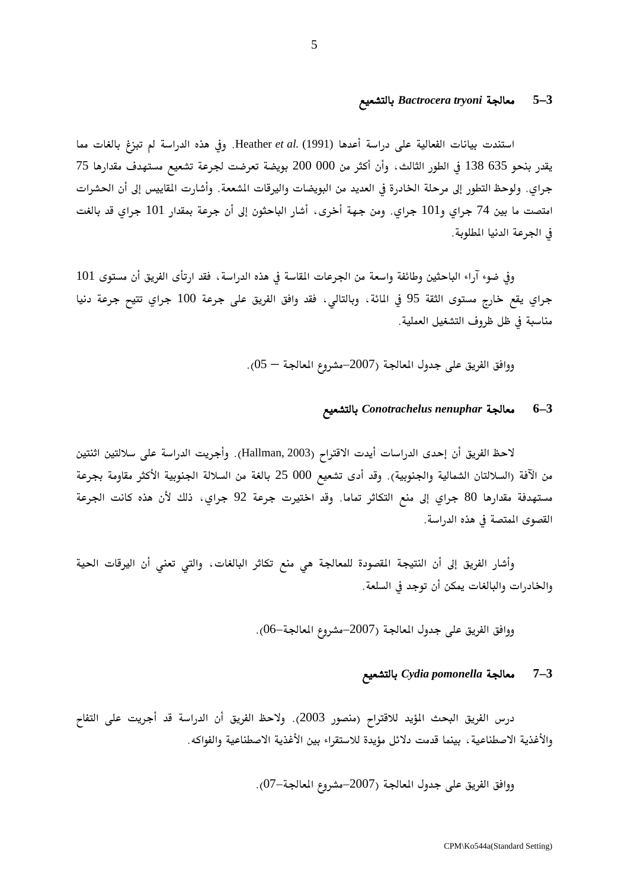### 3–5 معالجة *Bactrocera tryoni* بالتشعيع

استندت بيانات الفعالية على دراسة أعدها Heather *et al.* (1991). وفي هذه الدراسة لم تبزغ بالغات مما يقدر بنحو 635 138 في الطور الثالث، وأن أكثر من 000 200 بويضة تعرضت لجرعة تشعيع مستهدف مقدارها 75 جراي. ولوحظ التطور إلى مرحلة الخادرة في العديد من البويضات واليرقات المشععة. وأشارت المقاييس إلى أن الحشرات امتصت ما بين 74 جراي و101 جراي. ومن جهة أخرى، أشار الباحثون إلى أن جرعة بمقدار 101 جراي قد بالغت في الجرعة الدنيا المطلوبة.

وفي ضوء آراء الباحثين وطائفة واسعة من الجرعات المقاسة في هذه الدراسة، فقد ارتأى الفريق أن مستوى 101 جراي يقع خارج مستوى الثقة 95 في المائة، وبالتالي، فقد وافق الفريق على جرعة 100 جراي تتيح جرعة دنيا مناسبة في ظل ظروف التشغيل العملية.

ووافق الفريق على جدول المعالجة (2007–مشروع المعالجة – 05).

### 3–6 معالجة *Conotrachelus nenuphar* بالتشعيع

لاحظ الفريق أن إحدى الدراسات أيدت الاقتراح (Hallman, 2003). وأجريت الدراسة على سلالتين اثنتين من الآفة (السلالتان الشمالية والجنوبية). وقد أدى تشعيع 000 25 بالغة من السلالة الجنوبية الأكثر مقاومة بجرعة مستهدفة مقدارها 80 جراي إلى منع التكاثر تماما. وقد اختيرت جرعة 92 جراي، ذلك لأن هذه كانت الجرعة القصوى الممتصة في هذه الدراسة.

وأشار الفريق إلى أن النتيجة المقصودة للمعالجة هي منع تكاثر البالغات، والتي تعني أن اليرقات الحية والخادرات والبالغات يمكن أن توجد في السلعة.

ووافق الفريق على جدول المعالجة (2007–مشروع المعالجة–06).

### 3–7 معالجة *Cydia pomonella* بالتشعيع

درس الفريق البحث المؤيد للاقتراح (منصور 2003). ولاحظ الفريق أن الدراسة قد أجريت على التفاح والأغذية الاصطناعية، بينما قدمت دلائل مؤيدة للاستقراء بين الأغذية الاصطناعية والفواكه.

ووافق الفريق على جدول المعالجة (2007–مشروع المعالجة–07).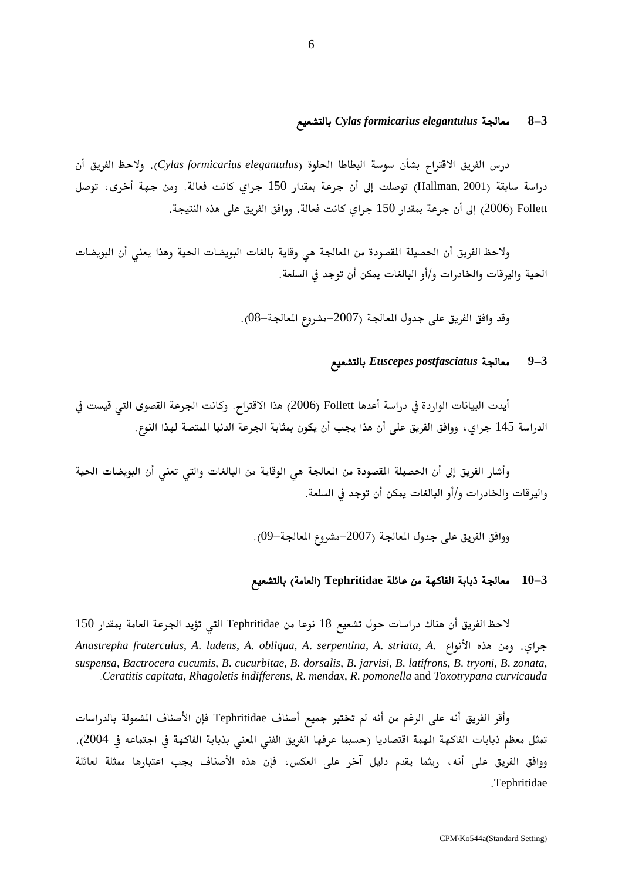### 3–8 معالجة *Cylas formicarius elegantulus* بالتشعيع

درس الفريق الاقتراح بشأن سوسة البطاطا الحلوة (*Cylas formicarius elegantulus*). ولاحظ الفريق أن دراسة سابقة (Hallman, 2001) توصلت إلى أن جرعة بمقدار 150 جراي كانت فعالة. ومن جهة أخرى، توصل Follett (2006) إلى أن جرعة بمقدار 150 جراي كانت فعالة. ووافق الفريق على هذه النتيجة.

ولاحظ الفريق أن الحصيلة المقصودة من المعالجة هي وقاية بالغات البويضات الحية وهذا يعني أن البويضات الحية واليرقات والخادرات و/أو البالغات يمكن أن توجد في السلعة.

وقد وافق الفريق على جدول المعالجة (2007–مشروع المعالجة–08).

### 3–9 معالجة *Euscepes postfasciatus* بالتشعيع

أيدت البيانات الواردة في دراسة أعدها Follett (2006) هذا الاقتراح. وكانت الجرعة القصوى التي قيست في الدراسة 145 جراي، ووافق الفريق على أن هذا يجب أن يكون بمثابة الجرعة الدنيا الممتصة لهذا النوع.

وأشار الفريق إلى أن الحصيلة المقصودة من المعالجة هي الوقاية من البالغات والتي تعني أن البويضات الحية واليرقات والخادرات و/أو البالغات يمكن أن توجد في السلعة.

ووافق الفريق على جدول المعالجة (2007–مشروع المعالجة–09).

### 3–10 معالجة ذبابة الفاكهة من عائلة Tephritidae (العامة) بالتشعيع

لاحظ الفريق أن هناك دراسات حول تشعيع 18 نوعا من Tephritidae التي تؤيد الجرعة العامة بمقدار 150 جراي. ومن هذه الأنواع *Anastrepha fraterculus*, *A. ludens*, *A. obliqua*, *A. serpentina*, *A. striata*, *A. suspensa*, *Bactrocera cucumis*, *B. cucurbitae*, *B. dorsalis*, *B. jarvisi*, *B. latifrons*, *B. tryoni*, *B. zonata*, *Ceratitis capitata*, *Rhagoletis indifferens*, *R. mendax*, *R. pomonella* and *Toxotrypana curvicauda*.

وأقر الفريق أنه على الرغم من أنه لم تختبر جميع أصناف Tephritidae فإن الأصناف المشمولة بالدراسات تمثل معظم ذبابات الفاكهة المهمة اقتصاديا (حسبما عرفها الفريق الفني المعني بذبابة الفاكهة في اجتماعه في 2004). ووافق الفريق على أنه، ريثما يقدم دليل آخر على العكس، فإن هذه الأصناف يجب اعتبارها ممثلة لعائلة Tephritidae.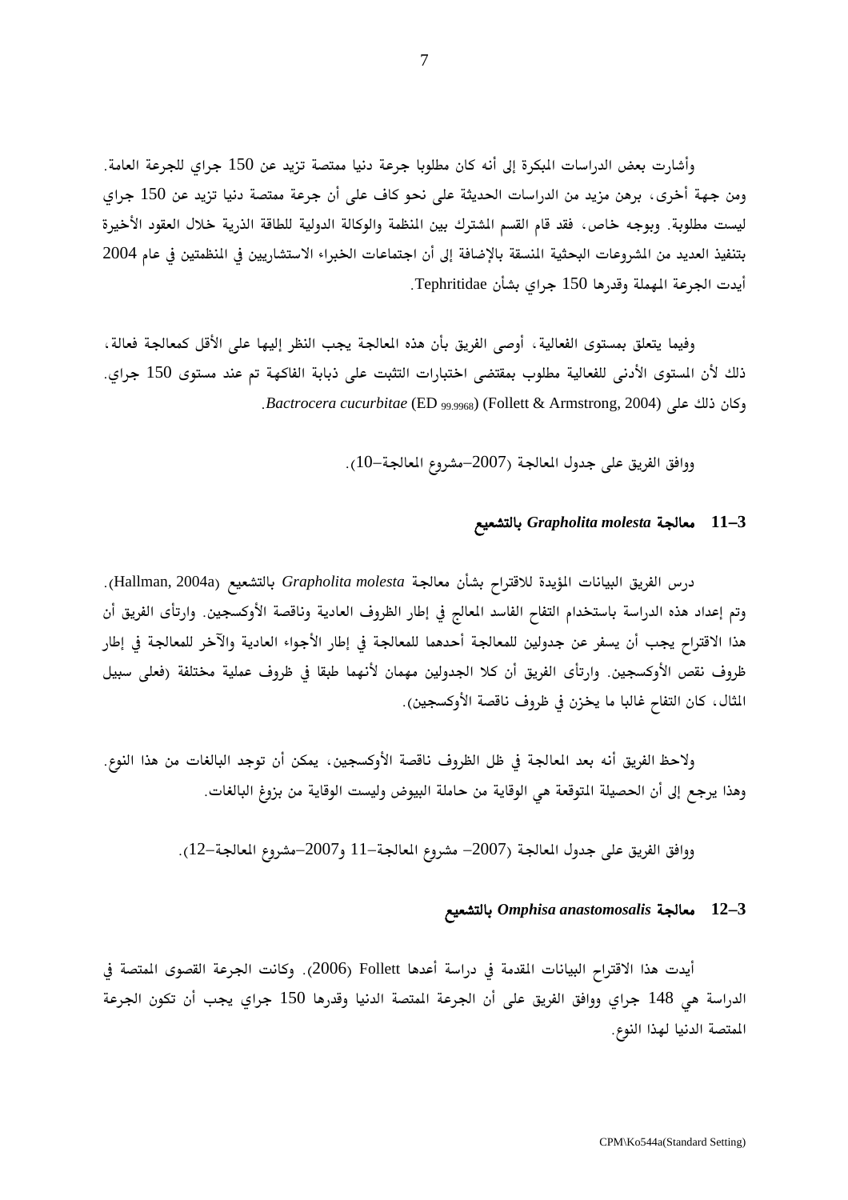وأشارت بعض الدراسات المبكرة إلى أنه كان مطلوبا جرعة دنيا ممتصة تزيد عن 150 جراي للجرعة العامة. ومن جهة أخرى، برهن مزيد من الدراسات الحديثة على نحو كاف على أن جرعة ممتصة دنيا تزيد عن 150 جراي ليست مطلوبة. وبوجه خاص، فقد قام القسم المشترك بين المنظمة والوكالة الدولية للطاقة الذرية خلال العقود الأخيرة بتنفيذ العديد من المشروعات البحثية المنسقة بالإضافة إلى أن اجتماعات الخبراء الاستشاريين في المنظمتين في عام 2004 أيدت الجرعة المهملة وقدرها 150 جراي بشأن Tephritidae.

وفيما يتعلق بمستوى الفعالية، أوصى الفريق بأن هذه المعالجة يجب النظر إليها على الأقل كمعالجة فعالة، ذلك لأن المستوى الأدنى للفعالية مطلوب بمقتضى اختبارات التثبت على ذبابة الفاكهة تم عند مستوى 150 جراي. وكان ذلك على *Bactrocera cucurbitae* (ED $_{99.9968}$) (Follett & Armstrong, 2004).

ووافق الفريق على جدول المعالجة (2007–مشروع المعالجة–10).

## 3–11 معالجة *Grapholita molesta* بالتشعيع

درس الفريق البيانات المؤيدة للاقتراح بشأن معالجة *Grapholita molesta* بالتشعيع (Hallman, 2004a). وتم إعداد هذه الدراسة باستخدام التفاح الفاسد المعالج في إطار الظروف العادية وناقصة الأوكسجين. وارتأى الفريق أن هذا الاقتراح يجب أن يسفر عن جدولين للمعالجة أحدهما للمعالجة في إطار الأجواء العادية والآخر للمعالجة في إطار ظروف نقص الأوكسجين. وارتأى الفريق أن كلا الجدولين مهمان لأنهما طبقا في ظروف عملية مختلفة (فعلى سبيل المثال، كان التفاح غالبا ما يخزن في ظروف ناقصة الأوكسجين).

ولاحظ الفريق أنه بعد المعالجة في ظل الظروف ناقصة الأوكسجين، يمكن أن توجد البالغات من هذا النوع. وهذا يرجع إلى أن الحصيلة المتوقعة هي الوقاية من حاملة البيوض وليست الوقاية من بزوغ البالغات.

ووافق الفريق على جدول المعالجة (2007– مشروع المعالجة–11 و2007–مشروع المعالجة–12).

## 3–12 معالجة *Omphisa anastomosalis* بالتشعيع

أيدت هذا الاقتراح البيانات المقدمة في دراسة أعدها Follett (2006). وكانت الجرعة القصوى الممتصة في الدراسة هي 148 جراي ووافق الفريق على أن الجرعة الممتصة الدنيا وقدرها 150 جراي يجب أن تكون الجرعة الممتصة الدنيا لهذا النوع.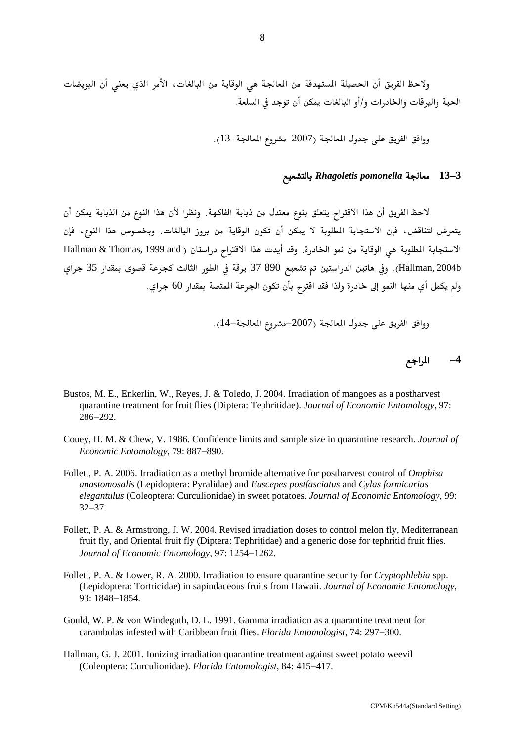ولاحظ الفريق أن الحصيلة المستهدفة من المعالجة هي الوقاية من البالغات، الأمر الذي يعني أن البويضات الحية واليرقات والخادرات و/أو البالغات يمكن أن توجد في السلعة.

ووافق الفريق على جدول المعالجة (2007–مشروع المعالجة–13).

### 3–13 معالجة *Rhagoletis pomonella* بالتشعيع

لاحظ الفريق أن هذا الاقتراح يتعلق بنوع معتدل من ذبابة الفاكهة. ونظرا لأن هذا النوع من الذبابة يمكن أن يتعرض لتناقض، فإن الاستجابة المطلوبة لا يمكن أن تكون الوقاية من بروز البالغات. وبخصوص هذا النوع، فإن الاستجابة المطلوبة هي الوقاية من نمو الخادرة. وقد أيدت هذا الاقتراح دراستان (Hallman & Thomas, 1999 and Hallman, 2004b). وفي هاتين الدراستين تم تشعيع 890 37 يرقة في الطور الثالث كجرعة قصوى بمقدار 35 جراي ولم يكمل أي منها النمو إلى خادرة ولذا فقد اقترح بأن تكون الجرعة الممتصة بمقدار 60 جراي.

ووافق الفريق على جدول المعالجة (2007–مشروع المعالجة–14).

## 4– المراجع

Bustos, M. E., Enkerlin, W., Reyes, J. & Toledo, J. 2004. Irradiation of mangoes as a postharvest quarantine treatment for fruit flies (Diptera: Tephritidae). *Journal of Economic Entomology*, 97: 286–292.

Couey, H. M. & Chew, V. 1986. Confidence limits and sample size in quarantine research. *Journal of Economic Entomology*, 79: 887–890.

Follett, P. A. 2006. Irradiation as a methyl bromide alternative for postharvest control of *Omphisa anastomosalis* (Lepidoptera: Pyralidae) and *Euscepes postfasciatus* and *Cylas formicarius elegantulus* (Coleoptera: Curculionidae) in sweet potatoes. *Journal of Economic Entomology*, 99: 32–37.

Follett, P. A. & Armstrong, J. W. 2004. Revised irradiation doses to control melon fly, Mediterranean fruit fly, and Oriental fruit fly (Diptera: Tephritidae) and a generic dose for tephritid fruit flies. *Journal of Economic Entomology*, 97: 1254–1262.

Follett, P. A. & Lower, R. A. 2000. Irradiation to ensure quarantine security for *Cryptophlebia* spp. (Lepidoptera: Tortricidae) in sapindaceous fruits from Hawaii. *Journal of Economic Entomology*, 93: 1848–1854.

Gould, W. P. & von Windeguth, D. L. 1991. Gamma irradiation as a quarantine treatment for carambolas infested with Caribbean fruit flies. *Florida Entomologist*, 74: 297–300.

Hallman, G. J. 2001. Ionizing irradiation quarantine treatment against sweet potato weevil (Coleoptera: Curculionidae). *Florida Entomologist*, 84: 415–417.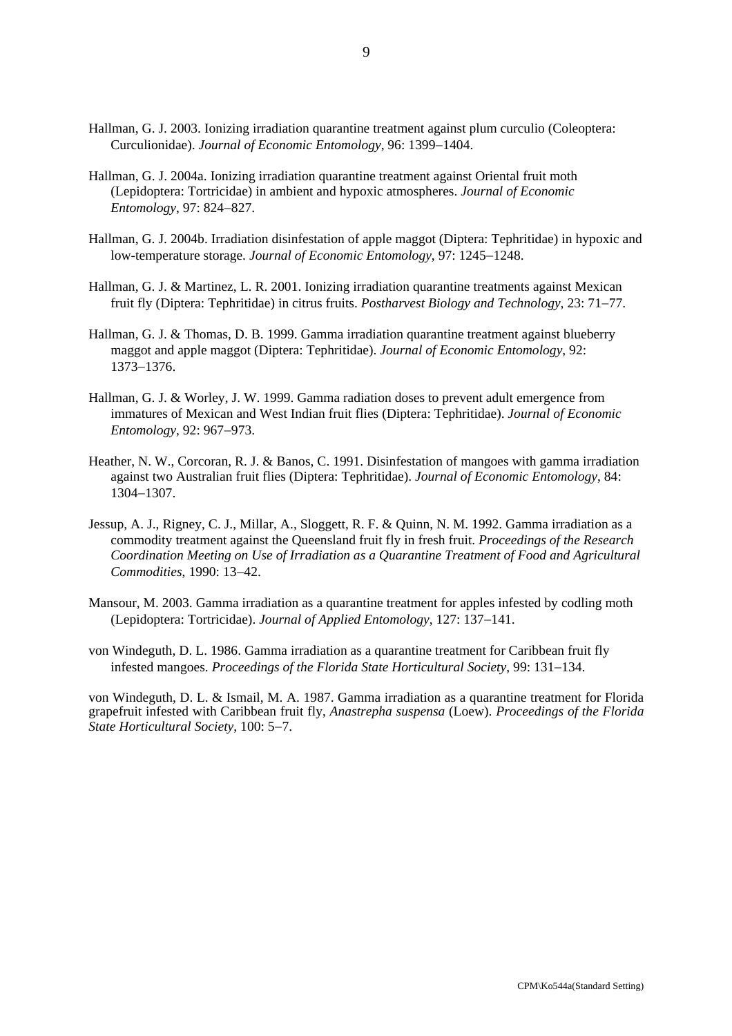Hallman, G. J. 2003. Ionizing irradiation quarantine treatment against plum curculio (Coleoptera: Curculionidae). *Journal of Economic Entomology*, 96: 1399–1404.

Hallman, G. J. 2004a. Ionizing irradiation quarantine treatment against Oriental fruit moth (Lepidoptera: Tortricidae) in ambient and hypoxic atmospheres. *Journal of Economic Entomology*, 97: 824–827.

Hallman, G. J. 2004b. Irradiation disinfestation of apple maggot (Diptera: Tephritidae) in hypoxic and low-temperature storage. *Journal of Economic Entomology*, 97: 1245–1248.

Hallman, G. J. & Martinez, L. R. 2001. Ionizing irradiation quarantine treatments against Mexican fruit fly (Diptera: Tephritidae) in citrus fruits. *Postharvest Biology and Technology*, 23: 71–77.

Hallman, G. J. & Thomas, D. B. 1999. Gamma irradiation quarantine treatment against blueberry maggot and apple maggot (Diptera: Tephritidae). *Journal of Economic Entomology*, 92: 1373–1376.

Hallman, G. J. & Worley, J. W. 1999. Gamma radiation doses to prevent adult emergence from immatures of Mexican and West Indian fruit flies (Diptera: Tephritidae). *Journal of Economic Entomology*, 92: 967–973.

Heather, N. W., Corcoran, R. J. & Banos, C. 1991. Disinfestation of mangoes with gamma irradiation against two Australian fruit flies (Diptera: Tephritidae). *Journal of Economic Entomology*, 84: 1304–1307.

Jessup, A. J., Rigney, C. J., Millar, A., Sloggett, R. F. & Quinn, N. M. 1992. Gamma irradiation as a commodity treatment against the Queensland fruit fly in fresh fruit. *Proceedings of the Research Coordination Meeting on Use of Irradiation as a Quarantine Treatment of Food and Agricultural Commodities*, 1990: 13–42.

Mansour, M. 2003. Gamma irradiation as a quarantine treatment for apples infested by codling moth (Lepidoptera: Tortricidae). *Journal of Applied Entomology*, 127: 137–141.

von Windeguth, D. L. 1986. Gamma irradiation as a quarantine treatment for Caribbean fruit fly infested mangoes. *Proceedings of the Florida State Horticultural Society*, 99: 131–134.

von Windeguth, D. L. & Ismail, M. A. 1987. Gamma irradiation as a quarantine treatment for Florida grapefruit infested with Caribbean fruit fly, *Anastrepha suspensa* (Loew). *Proceedings of the Florida State Horticultural Society*, 100: 5–7.